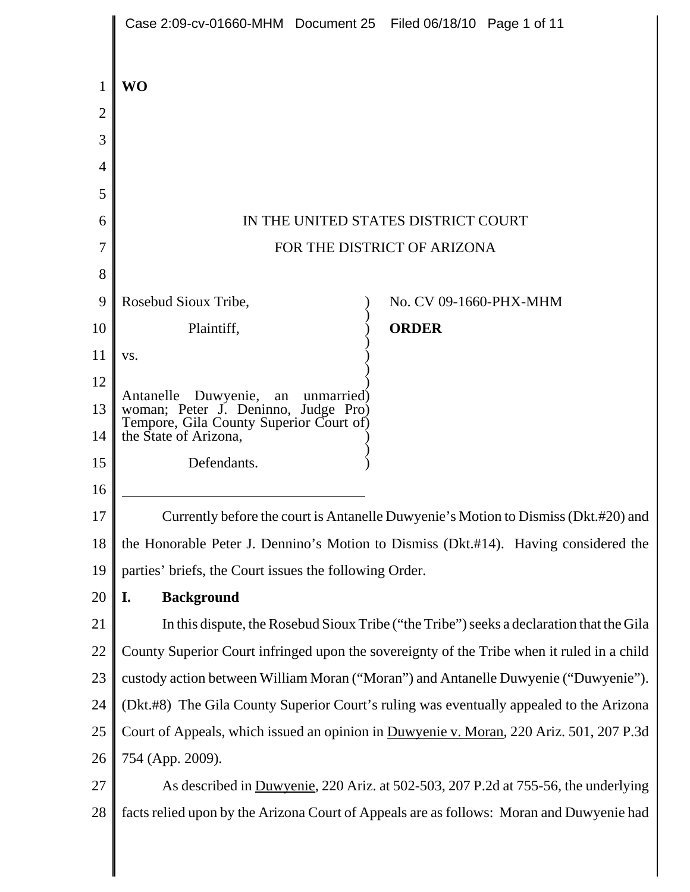**WO**

IN THE UNITED STATES DISTRICT COURT
FOR THE DISTRICT OF ARIZONA

| | |
|---|---|
| Rosebud Sioux Tribe,<br><br>Plaintiff,<br><br>vs.<br><br>Antanelle Duwyenie, an unmarried woman; Peter J. Deninno, Judge Pro Tempore, Gila County Superior Court of the State of Arizona,<br><br>Defendants. | No. CV 09-1660-PHX-MHM<br><br>**ORDER** |

Currently before the court is Antanelle Duwyenie's Motion to Dismiss (Dkt.#20) and the Honorable Peter J. Dennino's Motion to Dismiss (Dkt.#14). Having considered the parties' briefs, the Court issues the following Order.

## I. Background

In this dispute, the Rosebud Sioux Tribe ("the Tribe") seeks a declaration that the Gila County Superior Court infringed upon the sovereignty of the Tribe when it ruled in a child custody action between William Moran ("Moran") and Antanelle Duwyenie ("Duwyenie"). (Dkt.#8) The Gila County Superior Court's ruling was eventually appealed to the Arizona Court of Appeals, which issued an opinion in Duwyenie v. Moran, 220 Ariz. 501, 207 P.3d 754 (App. 2009).

As described in Duwyenie, 220 Ariz. at 502-503, 207 P.2d at 755-56, the underlying facts relied upon by the Arizona Court of Appeals are as follows: Moran and Duwyenie had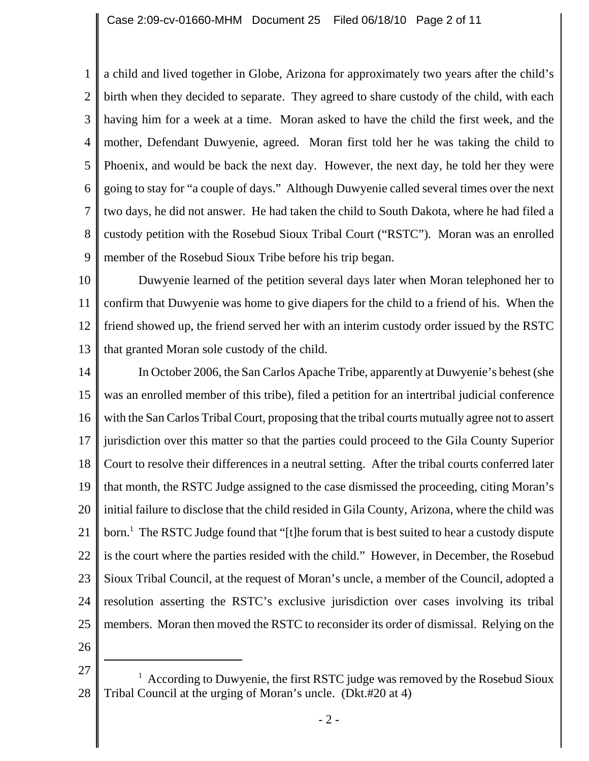a child and lived together in Globe, Arizona for approximately two years after the child's birth when they decided to separate. They agreed to share custody of the child, with each having him for a week at a time. Moran asked to have the child the first week, and the mother, Defendant Duwyenie, agreed. Moran first told her he was taking the child to Phoenix, and would be back the next day. However, the next day, he told her they were going to stay for "a couple of days." Although Duwyenie called several times over the next two days, he did not answer. He had taken the child to South Dakota, where he had filed a custody petition with the Rosebud Sioux Tribal Court ("RSTC"). Moran was an enrolled member of the Rosebud Sioux Tribe before his trip began.

Duwyenie learned of the petition several days later when Moran telephoned her to confirm that Duwyenie was home to give diapers for the child to a friend of his. When the friend showed up, the friend served her with an interim custody order issued by the RSTC that granted Moran sole custody of the child.

In October 2006, the San Carlos Apache Tribe, apparently at Duwyenie's behest (she was an enrolled member of this tribe), filed a petition for an intertribal judicial conference with the San Carlos Tribal Court, proposing that the tribal courts mutually agree not to assert jurisdiction over this matter so that the parties could proceed to the Gila County Superior Court to resolve their differences in a neutral setting. After the tribal courts conferred later that month, the RSTC Judge assigned to the case dismissed the proceeding, citing Moran's initial failure to disclose that the child resided in Gila County, Arizona, where the child was born.[1] The RSTC Judge found that "[t]he forum that is best suited to hear a custody dispute is the court where the parties resided with the child." However, in December, the Rosebud Sioux Tribal Council, at the request of Moran's uncle, a member of the Council, adopted a resolution asserting the RSTC's exclusive jurisdiction over cases involving its tribal members. Moran then moved the RSTC to reconsider its order of dismissal. Relying on the

[1] According to Duwyenie, the first RSTC judge was removed by the Rosebud Sioux Tribal Council at the urging of Moran's uncle. (Dkt.#20 at 4)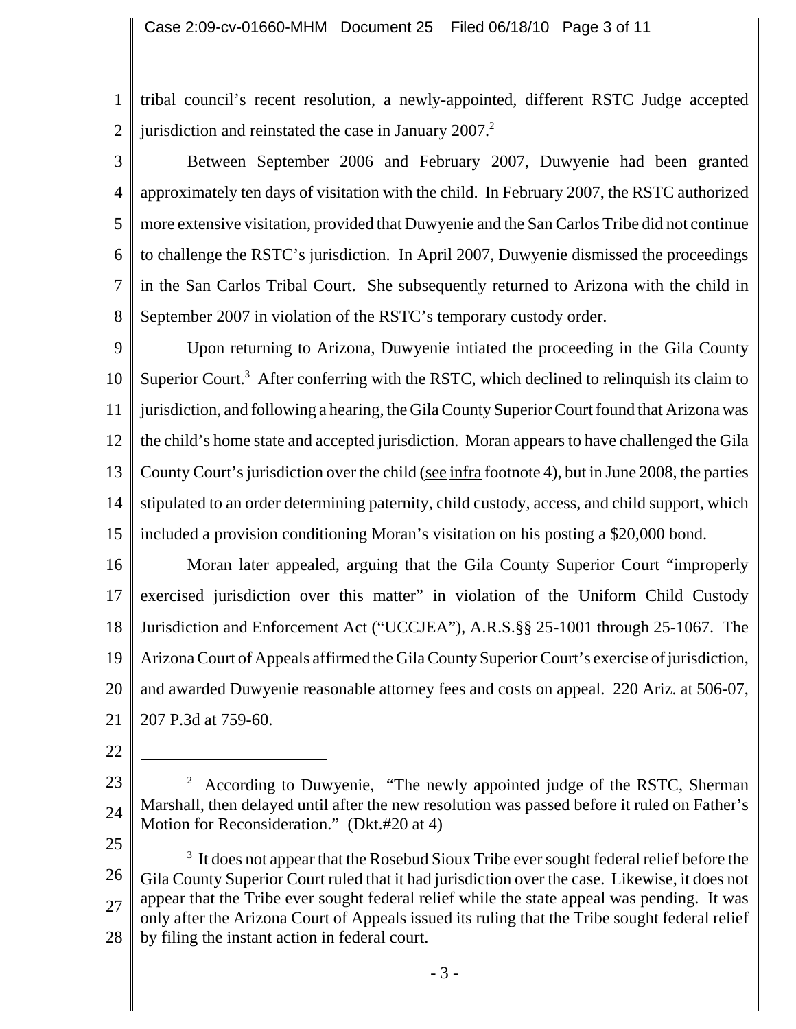tribal council's recent resolution, a newly-appointed, different RSTC Judge accepted jurisdiction and reinstated the case in January 2007.[2]

Between September 2006 and February 2007, Duwyenie had been granted approximately ten days of visitation with the child. In February 2007, the RSTC authorized more extensive visitation, provided that Duwyenie and the San Carlos Tribe did not continue to challenge the RSTC's jurisdiction. In April 2007, Duwyenie dismissed the proceedings in the San Carlos Tribal Court. She subsequently returned to Arizona with the child in September 2007 in violation of the RSTC's temporary custody order.

Upon returning to Arizona, Duwyenie intiated the proceeding in the Gila County Superior Court.[3] After conferring with the RSTC, which declined to relinquish its claim to jurisdiction, and following a hearing, the Gila County Superior Court found that Arizona was the child's home state and accepted jurisdiction. Moran appears to have challenged the Gila County Court's jurisdiction over the child (see infra footnote 4), but in June 2008, the parties stipulated to an order determining paternity, child custody, access, and child support, which included a provision conditioning Moran's visitation on his posting a $20,000 bond.

Moran later appealed, arguing that the Gila County Superior Court "improperly exercised jurisdiction over this matter" in violation of the Uniform Child Custody Jurisdiction and Enforcement Act ("UCCJEA"), A.R.S.§§ 25-1001 through 25-1067. The Arizona Court of Appeals affirmed the Gila County Superior Court's exercise of jurisdiction, and awarded Duwyenie reasonable attorney fees and costs on appeal. 220 Ariz. at 506-07, 207 P.3d at 759-60.

---

[2] According to Duwyenie, "The newly appointed judge of the RSTC, Sherman Marshall, then delayed until after the new resolution was passed before it ruled on Father's Motion for Reconsideration." (Dkt.#20 at 4)

[3] It does not appear that the Rosebud Sioux Tribe ever sought federal relief before the Gila County Superior Court ruled that it had jurisdiction over the case. Likewise, it does not appear that the Tribe ever sought federal relief while the state appeal was pending. It was only after the Arizona Court of Appeals issued its ruling that the Tribe sought federal relief by filing the instant action in federal court.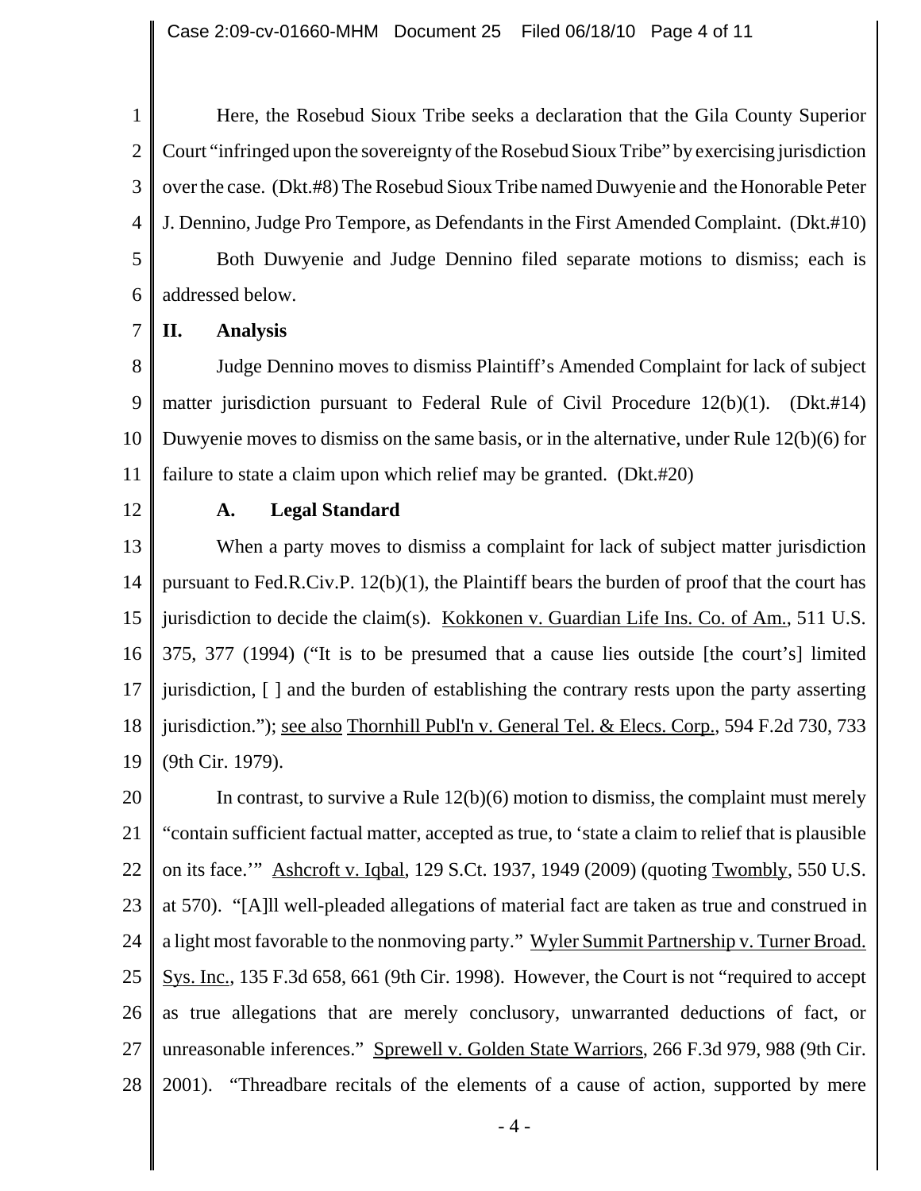Here, the Rosebud Sioux Tribe seeks a declaration that the Gila County Superior Court "infringed upon the sovereignty of the Rosebud Sioux Tribe" by exercising jurisdiction over the case. (Dkt.#8) The Rosebud Sioux Tribe named Duwyenie and the Honorable Peter J. Dennino, Judge Pro Tempore, as Defendants in the First Amended Complaint. (Dkt.#10)

Both Duwyenie and Judge Dennino filed separate motions to dismiss; each is addressed below.

## II. Analysis

Judge Dennino moves to dismiss Plaintiff's Amended Complaint for lack of subject matter jurisdiction pursuant to Federal Rule of Civil Procedure 12(b)(1). (Dkt.#14) Duwyenie moves to dismiss on the same basis, or in the alternative, under Rule 12(b)(6) for failure to state a claim upon which relief may be granted. (Dkt.#20)

### A. Legal Standard

When a party moves to dismiss a complaint for lack of subject matter jurisdiction pursuant to Fed.R.Civ.P. 12(b)(1), the Plaintiff bears the burden of proof that the court has jurisdiction to decide the claim(s). Kokkonen v. Guardian Life Ins. Co. of Am., 511 U.S. 375, 377 (1994) ("It is to be presumed that a cause lies outside [the court's] limited jurisdiction, [ ] and the burden of establishing the contrary rests upon the party asserting jurisdiction."); see also Thornhill Publ'n v. General Tel. & Elecs. Corp., 594 F.2d 730, 733 (9th Cir. 1979).

In contrast, to survive a Rule 12(b)(6) motion to dismiss, the complaint must merely "contain sufficient factual matter, accepted as true, to 'state a claim to relief that is plausible on its face.'" Ashcroft v. Iqbal, 129 S.Ct. 1937, 1949 (2009) (quoting Twombly, 550 U.S. at 570). "[A]ll well-pleaded allegations of material fact are taken as true and construed in a light most favorable to the nonmoving party." Wyler Summit Partnership v. Turner Broad. Sys. Inc., 135 F.3d 658, 661 (9th Cir. 1998). However, the Court is not "required to accept as true allegations that are merely conclusory, unwarranted deductions of fact, or unreasonable inferences." Sprewell v. Golden State Warriors, 266 F.3d 979, 988 (9th Cir. 2001). "Threadbare recitals of the elements of a cause of action, supported by mere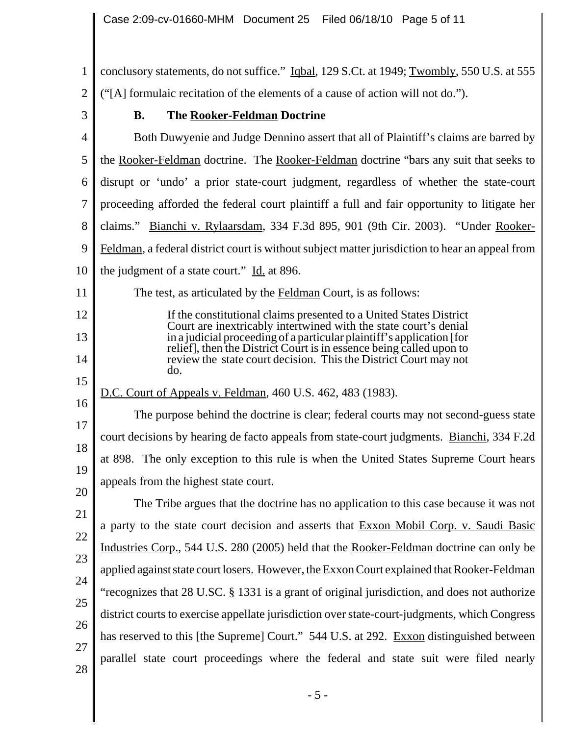conclusory statements, do not suffice." Iqbal, 129 S.Ct. at 1949; Twombly, 550 U.S. at 555 ("[A] formulaic recitation of the elements of a cause of action will not do.").

### B. The Rooker-Feldman Doctrine

Both Duwyenie and Judge Dennino assert that all of Plaintiff's claims are barred by the Rooker-Feldman doctrine. The Rooker-Feldman doctrine "bars any suit that seeks to disrupt or 'undo' a prior state-court judgment, regardless of whether the state-court proceeding afforded the federal court plaintiff a full and fair opportunity to litigate her claims." Bianchi v. Rylaarsdam, 334 F.3d 895, 901 (9th Cir. 2003). "Under Rooker-Feldman, a federal district court is without subject matter jurisdiction to hear an appeal from the judgment of a state court." Id. at 896.

The test, as articulated by the Feldman Court, is as follows:

> If the constitutional claims presented to a United States District Court are inextricably intertwined with the state court's denial in a judicial proceeding of a particular plaintiff's application [for relief], then the District Court is in essence being called upon to review the state court decision. This the District Court may not do.

D.C. Court of Appeals v. Feldman, 460 U.S. 462, 483 (1983).

The purpose behind the doctrine is clear; federal courts may not second-guess state court decisions by hearing de facto appeals from state-court judgments. Bianchi, 334 F.2d at 898. The only exception to this rule is when the United States Supreme Court hears appeals from the highest state court.

The Tribe argues that the doctrine has no application to this case because it was not a party to the state court decision and asserts that Exxon Mobil Corp. v. Saudi Basic Industries Corp., 544 U.S. 280 (2005) held that the Rooker-Feldman doctrine can only be applied against state court losers. However, the Exxon Court explained that Rooker-Feldman "recognizes that 28 U.SC. § 1331 is a grant of original jurisdiction, and does not authorize district courts to exercise appellate jurisdiction over state-court-judgments, which Congress has reserved to this [the Supreme] Court." 544 U.S. at 292. Exxon distinguished between parallel state court proceedings where the federal and state suit were filed nearly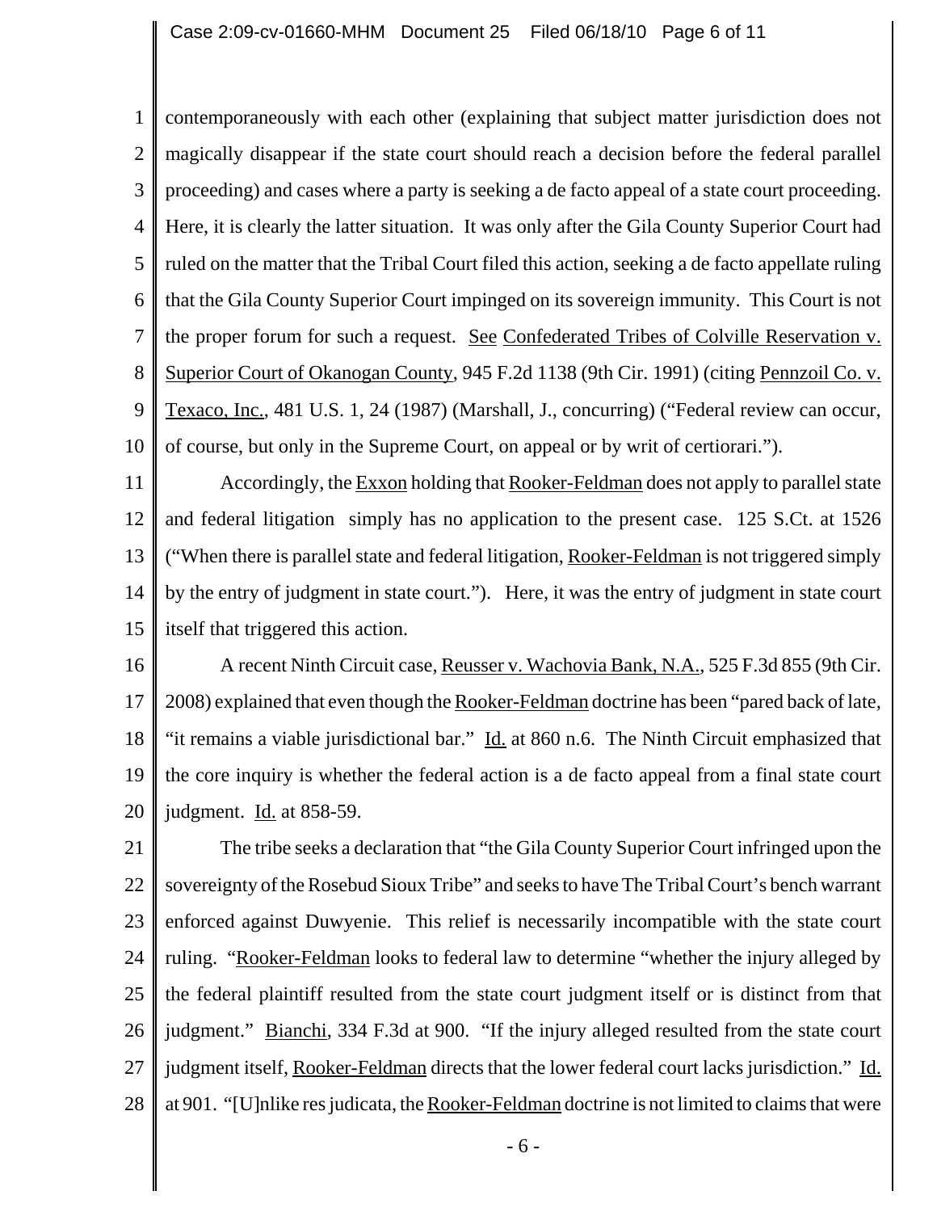contemporaneously with each other (explaining that subject matter jurisdiction does not magically disappear if the state court should reach a decision before the federal parallel proceeding) and cases where a party is seeking a de facto appeal of a state court proceeding. Here, it is clearly the latter situation. It was only after the Gila County Superior Court had ruled on the matter that the Tribal Court filed this action, seeking a de facto appellate ruling that the Gila County Superior Court impinged on its sovereign immunity. This Court is not the proper forum for such a request. See Confederated Tribes of Colville Reservation v. Superior Court of Okanogan County, 945 F.2d 1138 (9th Cir. 1991) (citing Pennzoil Co. v. Texaco, Inc., 481 U.S. 1, 24 (1987) (Marshall, J., concurring) ("Federal review can occur, of course, but only in the Supreme Court, on appeal or by writ of certiorari.").

Accordingly, the Exxon holding that Rooker-Feldman does not apply to parallel state and federal litigation simply has no application to the present case. 125 S.Ct. at 1526 ("When there is parallel state and federal litigation, Rooker-Feldman is not triggered simply by the entry of judgment in state court."). Here, it was the entry of judgment in state court itself that triggered this action.

A recent Ninth Circuit case, Reusser v. Wachovia Bank, N.A., 525 F.3d 855 (9th Cir. 2008) explained that even though the Rooker-Feldman doctrine has been "pared back of late, "it remains a viable jurisdictional bar." Id. at 860 n.6. The Ninth Circuit emphasized that the core inquiry is whether the federal action is a de facto appeal from a final state court judgment. Id. at 858-59.

The tribe seeks a declaration that "the Gila County Superior Court infringed upon the sovereignty of the Rosebud Sioux Tribe" and seeks to have The Tribal Court's bench warrant enforced against Duwyenie. This relief is necessarily incompatible with the state court ruling. "Rooker-Feldman looks to federal law to determine "whether the injury alleged by the federal plaintiff resulted from the state court judgment itself or is distinct from that judgment." Bianchi, 334 F.3d at 900. "If the injury alleged resulted from the state court judgment itself, Rooker-Feldman directs that the lower federal court lacks jurisdiction." Id. at 901. "[U]nlike res judicata, the Rooker-Feldman doctrine is not limited to claims that were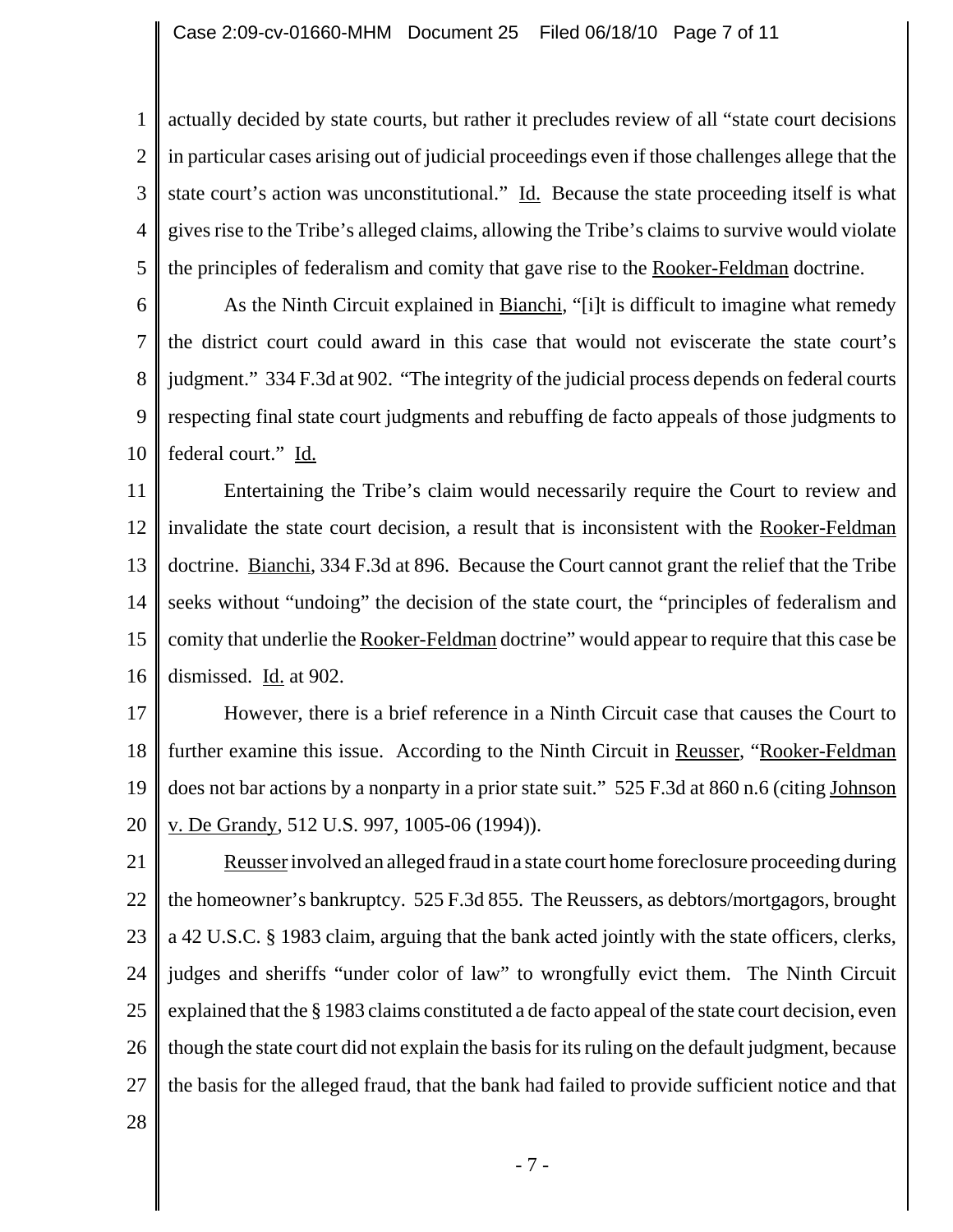actually decided by state courts, but rather it precludes review of all "state court decisions in particular cases arising out of judicial proceedings even if those challenges allege that the state court's action was unconstitutional." Id. Because the state proceeding itself is what gives rise to the Tribe's alleged claims, allowing the Tribe's claims to survive would violate the principles of federalism and comity that gave rise to the Rooker-Feldman doctrine.

As the Ninth Circuit explained in Bianchi, "[i]t is difficult to imagine what remedy the district court could award in this case that would not eviscerate the state court's judgment." 334 F.3d at 902. "The integrity of the judicial process depends on federal courts respecting final state court judgments and rebuffing de facto appeals of those judgments to federal court." Id.

Entertaining the Tribe's claim would necessarily require the Court to review and invalidate the state court decision, a result that is inconsistent with the Rooker-Feldman doctrine. Bianchi, 334 F.3d at 896. Because the Court cannot grant the relief that the Tribe seeks without "undoing" the decision of the state court, the "principles of federalism and comity that underlie the Rooker-Feldman doctrine" would appear to require that this case be dismissed. Id. at 902.

However, there is a brief reference in a Ninth Circuit case that causes the Court to further examine this issue. According to the Ninth Circuit in Reusser, "Rooker-Feldman does not bar actions by a nonparty in a prior state suit." 525 F.3d at 860 n.6 (citing Johnson v. De Grandy, 512 U.S. 997, 1005-06 (1994)).

Reusser involved an alleged fraud in a state court home foreclosure proceeding during the homeowner's bankruptcy. 525 F.3d 855. The Reussers, as debtors/mortgagors, brought a 42 U.S.C. § 1983 claim, arguing that the bank acted jointly with the state officers, clerks, judges and sheriffs "under color of law" to wrongfully evict them. The Ninth Circuit explained that the § 1983 claims constituted a de facto appeal of the state court decision, even though the state court did not explain the basis for its ruling on the default judgment, because the basis for the alleged fraud, that the bank had failed to provide sufficient notice and that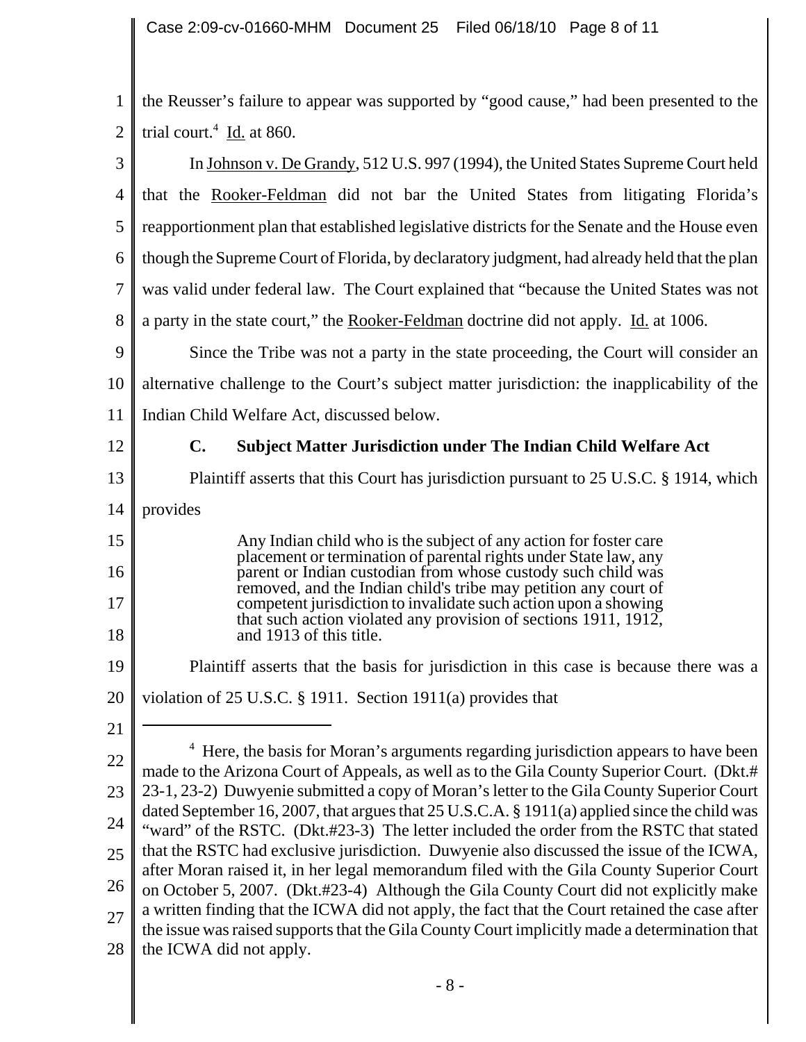the Reusser's failure to appear was supported by "good cause," had been presented to the trial court.[4] Id. at 860.

In Johnson v. De Grandy, 512 U.S. 997 (1994), the United States Supreme Court held that the Rooker-Feldman did not bar the United States from litigating Florida's reapportionment plan that established legislative districts for the Senate and the House even though the Supreme Court of Florida, by declaratory judgment, had already held that the plan was valid under federal law. The Court explained that "because the United States was not a party in the state court," the Rooker-Feldman doctrine did not apply. Id. at 1006.

Since the Tribe was not a party in the state proceeding, the Court will consider an alternative challenge to the Court's subject matter jurisdiction: the inapplicability of the Indian Child Welfare Act, discussed below.

### C. Subject Matter Jurisdiction under The Indian Child Welfare Act

Plaintiff asserts that this Court has jurisdiction pursuant to 25 U.S.C. § 1914, which provides

> Any Indian child who is the subject of any action for foster care placement or termination of parental rights under State law, any parent or Indian custodian from whose custody such child was removed, and the Indian child's tribe may petition any court of competent jurisdiction to invalidate such action upon a showing that such action violated any provision of sections 1911, 1912, and 1913 of this title.

Plaintiff asserts that the basis for jurisdiction in this case is because there was a violation of 25 U.S.C. § 1911. Section 1911(a) provides that

---

[4] Here, the basis for Moran's arguments regarding jurisdiction appears to have been made to the Arizona Court of Appeals, as well as to the Gila County Superior Court. (Dkt.# 23-1, 23-2) Duwyenie submitted a copy of Moran's letter to the Gila County Superior Court dated September 16, 2007, that argues that 25 U.S.C.A. § 1911(a) applied since the child was "ward" of the RSTC. (Dkt.#23-3) The letter included the order from the RSTC that stated that the RSTC had exclusive jurisdiction. Duwyenie also discussed the issue of the ICWA, after Moran raised it, in her legal memorandum filed with the Gila County Superior Court on October 5, 2007. (Dkt.#23-4) Although the Gila County Court did not explicitly make a written finding that the ICWA did not apply, the fact that the Court retained the case after the issue was raised supports that the Gila County Court implicitly made a determination that the ICWA did not apply.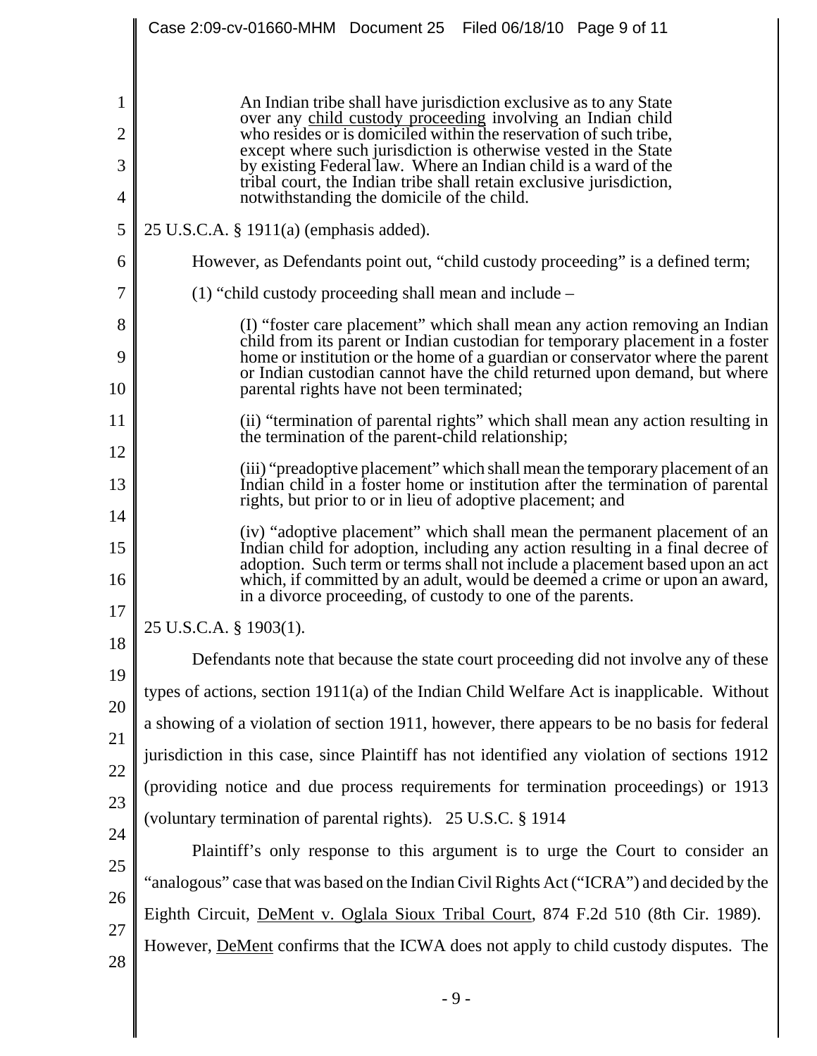> An Indian tribe shall have jurisdiction exclusive as to any State over any child custody proceeding involving an Indian child who resides or is domiciled within the reservation of such tribe, except where such jurisdiction is otherwise vested in the State by existing Federal law. Where an Indian child is a ward of the tribal court, the Indian tribe shall retain exclusive jurisdiction, notwithstanding the domicile of the child.

25 U.S.C.A. § 1911(a) (emphasis added).

However, as Defendants point out, "child custody proceeding" is a defined term;

(1) "child custody proceeding shall mean and include –

> (I) "foster care placement" which shall mean any action removing an Indian child from its parent or Indian custodian for temporary placement in a foster home or institution or the home of a guardian or conservator where the parent or Indian custodian cannot have the child returned upon demand, but where parental rights have not been terminated;
>
> (ii) "termination of parental rights" which shall mean any action resulting in the termination of the parent-child relationship;
>
> (iii) "preadoptive placement" which shall mean the temporary placement of an Indian child in a foster home or institution after the termination of parental rights, but prior to or in lieu of adoptive placement; and
>
> (iv) "adoptive placement" which shall mean the permanent placement of an Indian child for adoption, including any action resulting in a final decree of adoption. Such term or terms shall not include a placement based upon an act which, if committed by an adult, would be deemed a crime or upon an award, in a divorce proceeding, of custody to one of the parents.

25 U.S.C.A. § 1903(1).

Defendants note that because the state court proceeding did not involve any of these types of actions, section 1911(a) of the Indian Child Welfare Act is inapplicable. Without a showing of a violation of section 1911, however, there appears to be no basis for federal jurisdiction in this case, since Plaintiff has not identified any violation of sections 1912 (providing notice and due process requirements for termination proceedings) or 1913 (voluntary termination of parental rights). 25 U.S.C. § 1914

Plaintiff's only response to this argument is to urge the Court to consider an "analogous" case that was based on the Indian Civil Rights Act ("ICRA") and decided by the Eighth Circuit, DeMent v. Oglala Sioux Tribal Court, 874 F.2d 510 (8th Cir. 1989). However, DeMent confirms that the ICWA does not apply to child custody disputes. The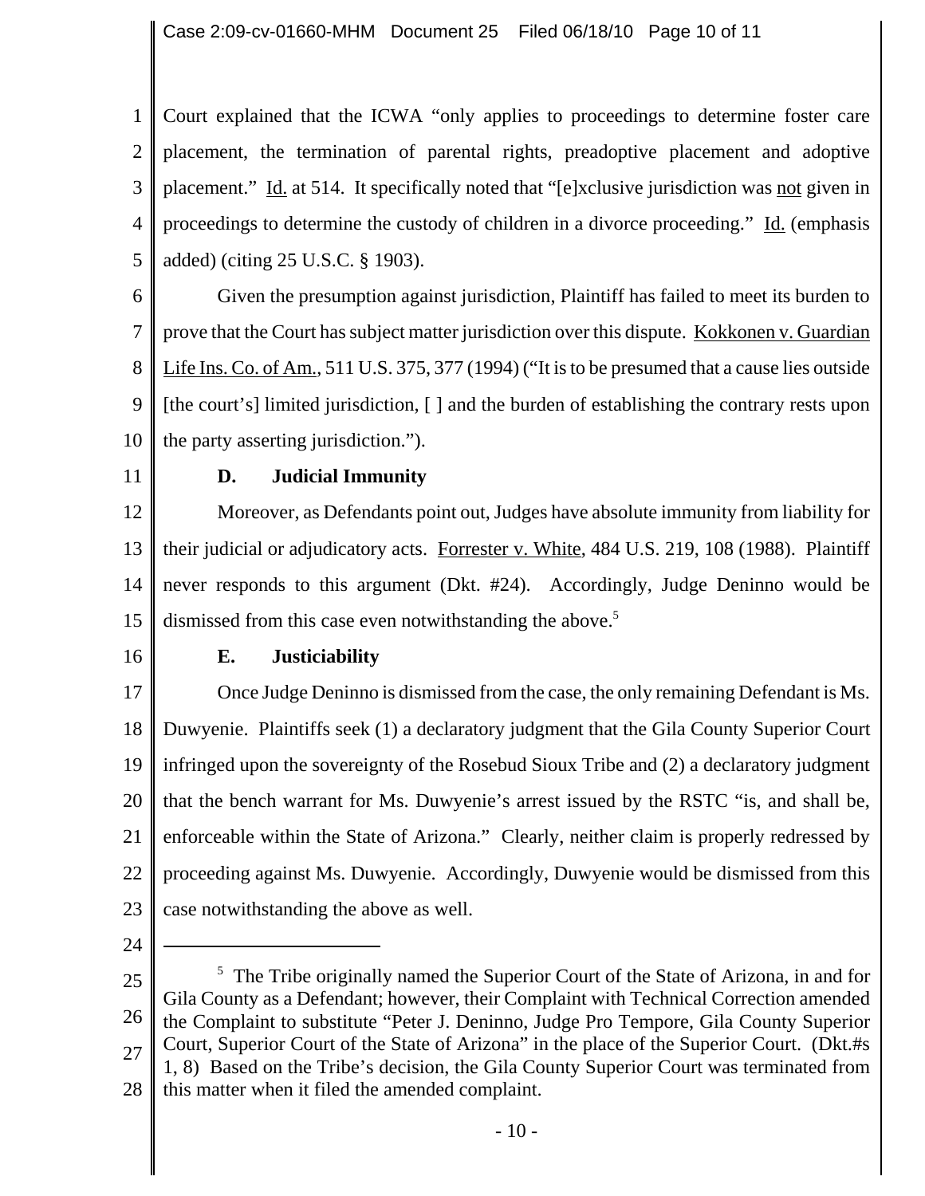Court explained that the ICWA "only applies to proceedings to determine foster care placement, the termination of parental rights, preadoptive placement and adoptive placement." Id. at 514. It specifically noted that "[e]xclusive jurisdiction was not given in proceedings to determine the custody of children in a divorce proceeding." Id. (emphasis added) (citing 25 U.S.C. § 1903).

Given the presumption against jurisdiction, Plaintiff has failed to meet its burden to prove that the Court has subject matter jurisdiction over this dispute. Kokkonen v. Guardian Life Ins. Co. of Am., 511 U.S. 375, 377 (1994) ("It is to be presumed that a cause lies outside [the court's] limited jurisdiction, [ ] and the burden of establishing the contrary rests upon the party asserting jurisdiction.").

### D. Judicial Immunity

Moreover, as Defendants point out, Judges have absolute immunity from liability for their judicial or adjudicatory acts. Forrester v. White, 484 U.S. 219, 108 (1988). Plaintiff never responds to this argument (Dkt. #24). Accordingly, Judge Deninno would be dismissed from this case even notwithstanding the above.[5]

### E. Justiciability

Once Judge Deninno is dismissed from the case, the only remaining Defendant is Ms. Duwyenie. Plaintiffs seek (1) a declaratory judgment that the Gila County Superior Court infringed upon the sovereignty of the Rosebud Sioux Tribe and (2) a declaratory judgment that the bench warrant for Ms. Duwyenie's arrest issued by the RSTC "is, and shall be, enforceable within the State of Arizona." Clearly, neither claim is properly redressed by proceeding against Ms. Duwyenie. Accordingly, Duwyenie would be dismissed from this case notwithstanding the above as well.

---

[5] The Tribe originally named the Superior Court of the State of Arizona, in and for Gila County as a Defendant; however, their Complaint with Technical Correction amended the Complaint to substitute "Peter J. Deninno, Judge Pro Tempore, Gila County Superior Court, Superior Court of the State of Arizona" in the place of the Superior Court. (Dkt.#s 1, 8) Based on the Tribe's decision, the Gila County Superior Court was terminated from this matter when it filed the amended complaint.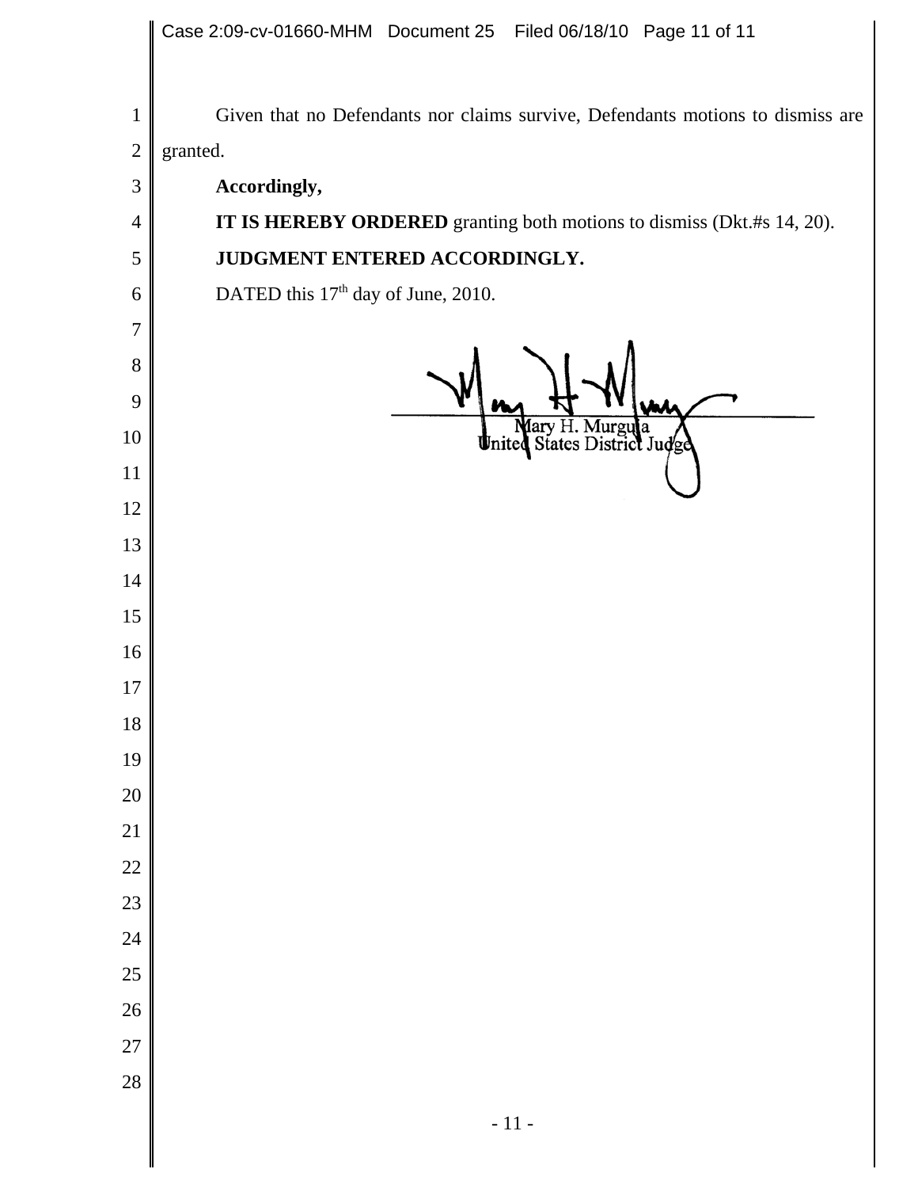Given that no Defendants nor claims survive, Defendants motions to dismiss are granted.

**Accordingly,**

**IT IS HEREBY ORDERED** granting both motions to dismiss (Dkt.#s 14, 20).

**JUDGMENT ENTERED ACCORDINGLY.**

DATED this 17th day of June, 2010.

Mary H. Murguia
United States District Judge